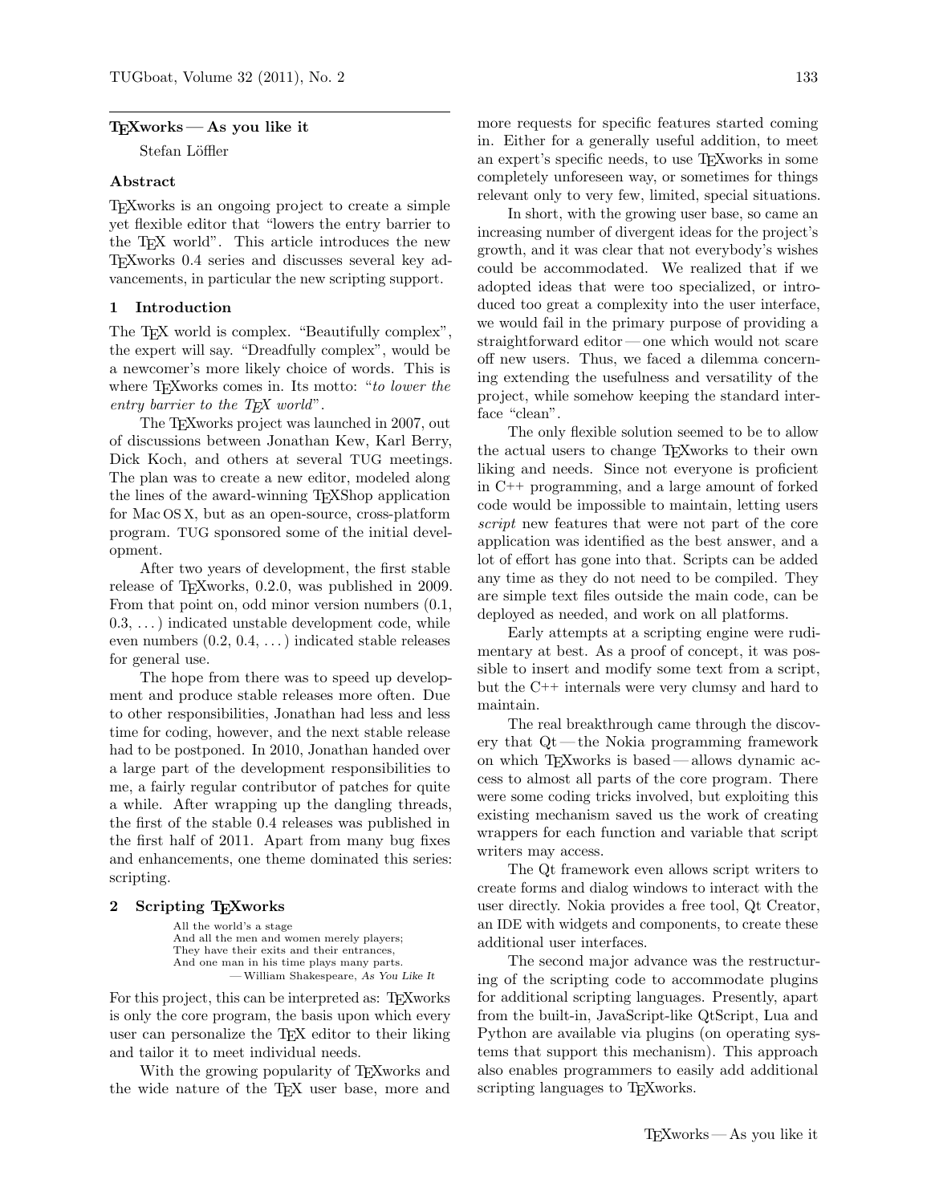# TeXworks — As you like it

Stefan Löffler

## Abstract

TeXworks is an ongoing project to create a simple yet flexible editor that "lowers the entry barrier to the TeX world". This article introduces the new TeXworks 0.4 series and discusses several key advancements, in particular the new scripting support.

## 1 Introduction

The TeX world is complex. "Beautifully complex", the expert will say. "Dreadfully complex", would be a newcomer's more likely choice of words. This is where TeXworks comes in. Its motto: "*to lower the entry barrier to the TeX world*".

The TeXworks project was launched in 2007, out of discussions between Jonathan Kew, Karl Berry, Dick Koch, and others at several TUG meetings. The plan was to create a new editor, modeled along the lines of the award-winning TeXShop application for Mac OS X, but as an open-source, cross-platform program. TUG sponsored some of the initial development.

After two years of development, the first stable release of TeXworks, 0.2.0, was published in 2009. From that point on, odd minor version numbers (0.1, 0.3, ...) indicated unstable development code, while even numbers (0.2, 0.4, ...) indicated stable releases for general use.

The hope from there was to speed up development and produce stable releases more often. Due to other responsibilities, Jonathan had less and less time for coding, however, and the next stable release had to be postponed. In 2010, Jonathan handed over a large part of the development responsibilities to me, a fairly regular contributor of patches for quite a while. After wrapping up the dangling threads, the first of the stable 0.4 releases was published in the first half of 2011. Apart from many bug fixes and enhancements, one theme dominated this series: scripting.

## 2 Scripting TeXworks

> All the world's a stage
> And all the men and women merely players;
> They have their exits and their entrances,
> And one man in his time plays many parts.
> — William Shakespeare, *As You Like It*

For this project, this can be interpreted as: TeXworks is only the core program, the basis upon which every user can personalize the TeX editor to their liking and tailor it to meet individual needs.

With the growing popularity of TeXworks and the wide nature of the TeX user base, more and more requests for specific features started coming in. Either for a generally useful addition, to meet an expert's specific needs, to use TeXworks in some completely unforeseen way, or sometimes for things relevant only to very few, limited, special situations.

In short, with the growing user base, so came an increasing number of divergent ideas for the project's growth, and it was clear that not everybody's wishes could be accommodated. We realized that if we adopted ideas that were too specialized, or introduced too great a complexity into the user interface, we would fail in the primary purpose of providing a straightforward editor — one which would not scare off new users. Thus, we faced a dilemma concerning extending the usefulness and versatility of the project, while somehow keeping the standard interface "clean".

The only flexible solution seemed to be to allow the actual users to change TeXworks to their own liking and needs. Since not everyone is proficient in C++ programming, and a large amount of forked code would be impossible to maintain, letting users *script* new features that were not part of the core application was identified as the best answer, and a lot of effort has gone into that. Scripts can be added any time as they do not need to be compiled. They are simple text files outside the main code, can be deployed as needed, and work on all platforms.

Early attempts at a scripting engine were rudimentary at best. As a proof of concept, it was possible to insert and modify some text from a script, but the C++ internals were very clumsy and hard to maintain.

The real breakthrough came through the discovery that Qt — the Nokia programming framework on which TeXworks is based — allows dynamic access to almost all parts of the core program. There were some coding tricks involved, but exploiting this existing mechanism saved us the work of creating wrappers for each function and variable that script writers may access.

The Qt framework even allows script writers to create forms and dialog windows to interact with the user directly. Nokia provides a free tool, Qt Creator, an IDE with widgets and components, to create these additional user interfaces.

The second major advance was the restructuring of the scripting code to accommodate plugins for additional scripting languages. Presently, apart from the built-in, JavaScript-like QtScript, Lua and Python are available via plugins (on operating systems that support this mechanism). This approach also enables programmers to easily add additional scripting languages to TeXworks.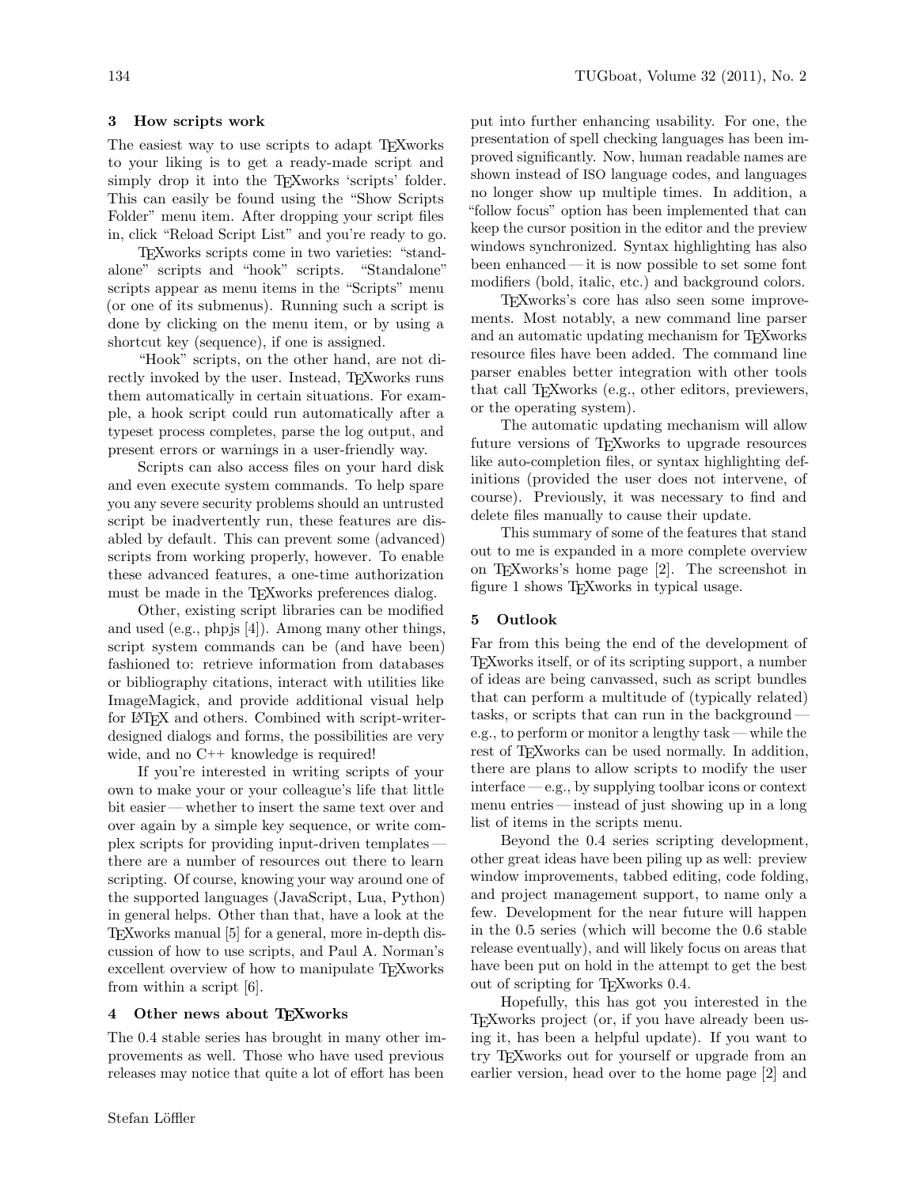## 3 How scripts work

The easiest way to use scripts to adapt TeXworks to your liking is to get a ready-made script and simply drop it into the TeXworks 'scripts' folder. This can easily be found using the "Show Scripts Folder" menu item. After dropping your script files in, click "Reload Script List" and you're ready to go.

TeXworks scripts come in two varieties: "standalone" scripts and "hook" scripts. "Standalone" scripts appear as menu items in the "Scripts" menu (or one of its submenus). Running such a script is done by clicking on the menu item, or by using a shortcut key (sequence), if one is assigned.

"Hook" scripts, on the other hand, are not directly invoked by the user. Instead, TeXworks runs them automatically in certain situations. For example, a hook script could run automatically after a typeset process completes, parse the log output, and present errors or warnings in a user-friendly way.

Scripts can also access files on your hard disk and even execute system commands. To help spare you any severe security problems should an untrusted script be inadvertently run, these features are disabled by default. This can prevent some (advanced) scripts from working properly, however. To enable these advanced features, a one-time authorization must be made in the TeXworks preferences dialog.

Other, existing script libraries can be modified and used (e.g., phpjs [4]). Among many other things, script system commands can be (and have been) fashioned to: retrieve information from databases or bibliography citations, interact with utilities like ImageMagick, and provide additional visual help for LaTeX and others. Combined with script-writer-designed dialogs and forms, the possibilities are very wide, and no C++ knowledge is required!

If you're interested in writing scripts of your own to make your or your colleague's life that little bit easier — whether to insert the same text over and over again by a simple key sequence, or write complex scripts for providing input-driven templates — there are a number of resources out there to learn scripting. Of course, knowing your way around one of the supported languages (JavaScript, Lua, Python) in general helps. Other than that, have a look at the TeXworks manual [5] for a general, more in-depth discussion of how to use scripts, and Paul A. Norman's excellent overview of how to manipulate TeXworks from within a script [6].

## 4 Other news about TeXworks

The 0.4 stable series has brought in many other improvements as well. Those who have used previous releases may notice that quite a lot of effort has been put into further enhancing usability. For one, the presentation of spell checking languages has been improved significantly. Now, human readable names are shown instead of ISO language codes, and languages no longer show up multiple times. In addition, a "follow focus" option has been implemented that can keep the cursor position in the editor and the preview windows synchronized. Syntax highlighting has also been enhanced — it is now possible to set some font modifiers (bold, italic, etc.) and background colors.

TeXworks's core has also seen some improvements. Most notably, a new command line parser and an automatic updating mechanism for TeXworks resource files have been added. The command line parser enables better integration with other tools that call TeXworks (e.g., other editors, previewers, or the operating system).

The automatic updating mechanism will allow future versions of TeXworks to upgrade resources like auto-completion files, or syntax highlighting definitions (provided the user does not intervene, of course). Previously, it was necessary to find and delete files manually to cause their update.

This summary of some of the features that stand out to me is expanded in a more complete overview on TeXworks's home page [2]. The screenshot in figure 1 shows TeXworks in typical usage.

## 5 Outlook

Far from this being the end of the development of TeXworks itself, or of its scripting support, a number of ideas are being canvassed, such as script bundles that can perform a multitude of (typically related) tasks, or scripts that can run in the background — e.g., to perform or monitor a lengthy task — while the rest of TeXworks can be used normally. In addition, there are plans to allow scripts to modify the user interface — e.g., by supplying toolbar icons or context menu entries — instead of just showing up in a long list of items in the scripts menu.

Beyond the 0.4 series scripting development, other great ideas have been piling up as well: preview window improvements, tabbed editing, code folding, and project management support, to name only a few. Development for the near future will happen in the 0.5 series (which will become the 0.6 stable release eventually), and will likely focus on areas that have been put on hold in the attempt to get the best out of scripting for TeXworks 0.4.

Hopefully, this has got you interested in the TeXworks project (or, if you have already been using it, has been a helpful update). If you want to try TeXworks out for yourself or upgrade from an earlier version, head over to the home page [2] and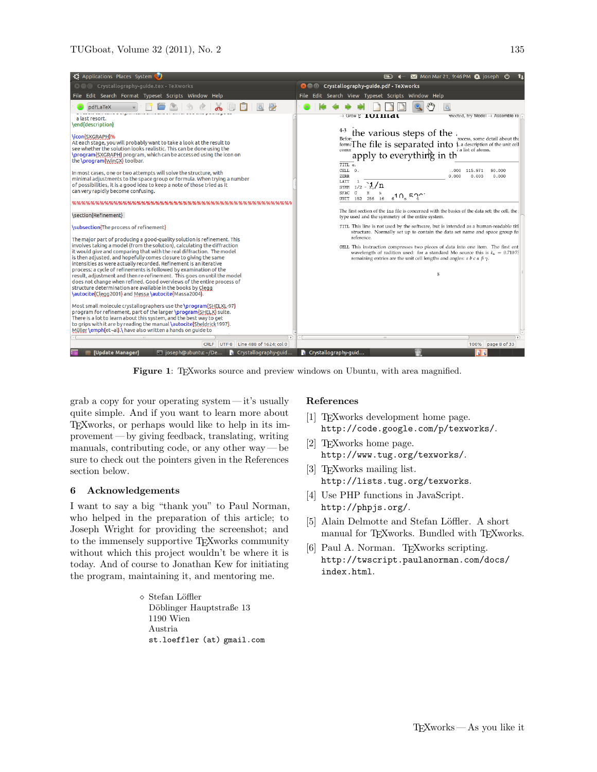Figure 1: TEXworks source and preview windows on Ubuntu, with area magnified.

grab a copy for your operating system — it's usually quite simple. And if you want to learn more about TEXworks, or perhaps would like to help in its improvement — by giving feedback, translating, writing manuals, contributing code, or any other way — be sure to check out the pointers given in the References section below.

## 6 Acknowledgements

I want to say a big "thank you" to Paul Norman, who helped in the preparation of this article; to Joseph Wright for providing the screenshot; and to the immensely supportive TEXworks community without which this project wouldn't be where it is today. And of course to Jonathan Kew for initiating the program, maintaining it, and mentoring me.

◇ Stefan Löffler
Döblinger Hauptstraße 13
1190 Wien
Austria
st.loeffler (at) gmail.com

## References

[1] TEXworks development home page. http://code.google.com/p/texworks/.

[2] TEXworks home page. http://www.tug.org/texworks/.

[3] TEXworks mailing list. http://lists.tug.org/texworks.

[4] Use PHP functions in JavaScript. http://phpjs.org/.

[5] Alain Delmotte and Stefan Löffler. A short manual for TEXworks. Bundled with TEXworks.

[6] Paul A. Norman. TEXworks scripting. http://twscript.paulanorman.com/docs/index.html.

TEXworks — As you like it